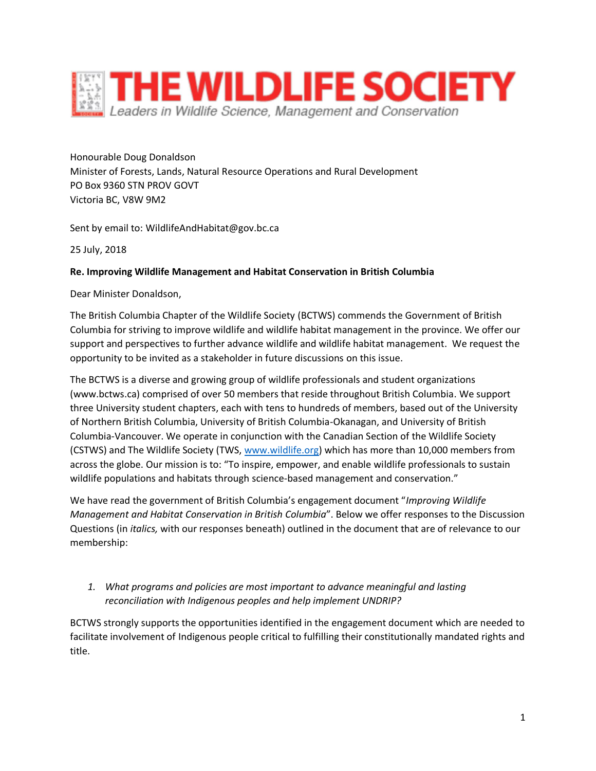**THE WILDLIFE SOCIETY**
*Leaders in Wildlife Science, Management and Conservation*

Honourable Doug Donaldson
Minister of Forests, Lands, Natural Resource Operations and Rural Development
PO Box 9360 STN PROV GOVT
Victoria BC, V8W 9M2

Sent by email to: WildlifeAndHabitat@gov.bc.ca

25 July, 2018

**Re. Improving Wildlife Management and Habitat Conservation in British Columbia**

Dear Minister Donaldson,

The British Columbia Chapter of the Wildlife Society (BCTWS) commends the Government of British Columbia for striving to improve wildlife and wildlife habitat management in the province. We offer our support and perspectives to further advance wildlife and wildlife habitat management. We request the opportunity to be invited as a stakeholder in future discussions on this issue.

The BCTWS is a diverse and growing group of wildlife professionals and student organizations (www.bctws.ca) comprised of over 50 members that reside throughout British Columbia. We support three University student chapters, each with tens to hundreds of members, based out of the University of Northern British Columbia, University of British Columbia-Okanagan, and University of British Columbia-Vancouver. We operate in conjunction with the Canadian Section of the Wildlife Society (CSTWS) and The Wildlife Society (TWS, [www.wildlife.org](www.wildlife.org)) which has more than 10,000 members from across the globe. Our mission is to: "To inspire, empower, and enable wildlife professionals to sustain wildlife populations and habitats through science-based management and conservation."

We have read the government of British Columbia's engagement document "*Improving Wildlife Management and Habitat Conservation in British Columbia*". Below we offer responses to the Discussion Questions (in *italics,* with our responses beneath) outlined in the document that are of relevance to our membership:

1. *What programs and policies are most important to advance meaningful and lasting reconciliation with Indigenous peoples and help implement UNDRIP?*

BCTWS strongly supports the opportunities identified in the engagement document which are needed to facilitate involvement of Indigenous people critical to fulfilling their constitutionally mandated rights and title.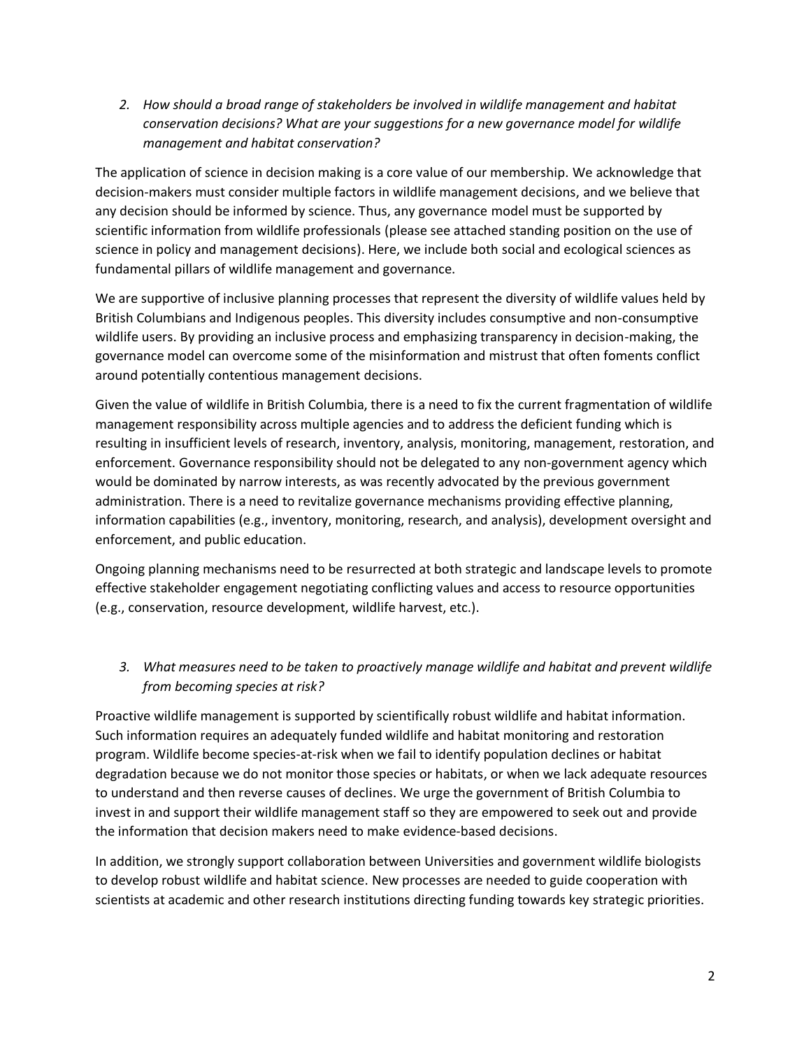*2. How should a broad range of stakeholders be involved in wildlife management and habitat conservation decisions? What are your suggestions for a new governance model for wildlife management and habitat conservation?*

The application of science in decision making is a core value of our membership. We acknowledge that decision-makers must consider multiple factors in wildlife management decisions, and we believe that any decision should be informed by science. Thus, any governance model must be supported by scientific information from wildlife professionals (please see attached standing position on the use of science in policy and management decisions). Here, we include both social and ecological sciences as fundamental pillars of wildlife management and governance.

We are supportive of inclusive planning processes that represent the diversity of wildlife values held by British Columbians and Indigenous peoples. This diversity includes consumptive and non-consumptive wildlife users. By providing an inclusive process and emphasizing transparency in decision-making, the governance model can overcome some of the misinformation and mistrust that often foments conflict around potentially contentious management decisions.

Given the value of wildlife in British Columbia, there is a need to fix the current fragmentation of wildlife management responsibility across multiple agencies and to address the deficient funding which is resulting in insufficient levels of research, inventory, analysis, monitoring, management, restoration, and enforcement. Governance responsibility should not be delegated to any non-government agency which would be dominated by narrow interests, as was recently advocated by the previous government administration. There is a need to revitalize governance mechanisms providing effective planning, information capabilities (e.g., inventory, monitoring, research, and analysis), development oversight and enforcement, and public education.

Ongoing planning mechanisms need to be resurrected at both strategic and landscape levels to promote effective stakeholder engagement negotiating conflicting values and access to resource opportunities (e.g., conservation, resource development, wildlife harvest, etc.).

*3. What measures need to be taken to proactively manage wildlife and habitat and prevent wildlife from becoming species at risk?*

Proactive wildlife management is supported by scientifically robust wildlife and habitat information. Such information requires an adequately funded wildlife and habitat monitoring and restoration program. Wildlife become species-at-risk when we fail to identify population declines or habitat degradation because we do not monitor those species or habitats, or when we lack adequate resources to understand and then reverse causes of declines. We urge the government of British Columbia to invest in and support their wildlife management staff so they are empowered to seek out and provide the information that decision makers need to make evidence-based decisions.

In addition, we strongly support collaboration between Universities and government wildlife biologists to develop robust wildlife and habitat science. New processes are needed to guide cooperation with scientists at academic and other research institutions directing funding towards key strategic priorities.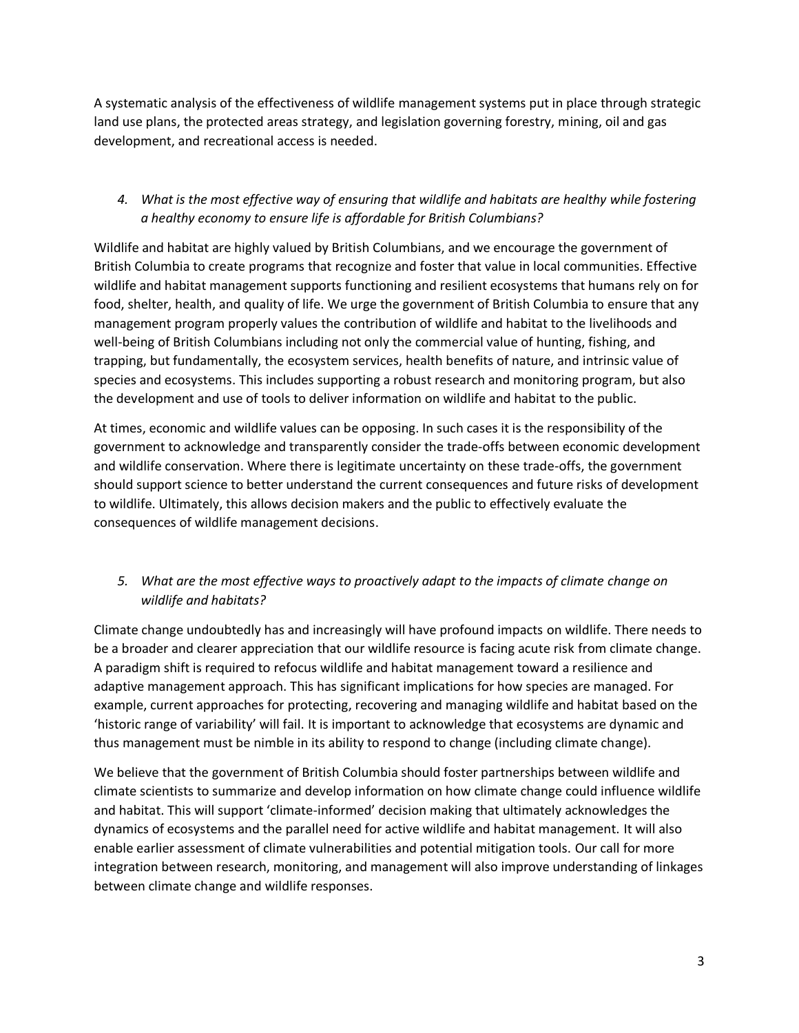A systematic analysis of the effectiveness of wildlife management systems put in place through strategic land use plans, the protected areas strategy, and legislation governing forestry, mining, oil and gas development, and recreational access is needed.

*4. What is the most effective way of ensuring that wildlife and habitats are healthy while fostering a healthy economy to ensure life is affordable for British Columbians?*

Wildlife and habitat are highly valued by British Columbians, and we encourage the government of British Columbia to create programs that recognize and foster that value in local communities. Effective wildlife and habitat management supports functioning and resilient ecosystems that humans rely on for food, shelter, health, and quality of life. We urge the government of British Columbia to ensure that any management program properly values the contribution of wildlife and habitat to the livelihoods and well-being of British Columbians including not only the commercial value of hunting, fishing, and trapping, but fundamentally, the ecosystem services, health benefits of nature, and intrinsic value of species and ecosystems. This includes supporting a robust research and monitoring program, but also the development and use of tools to deliver information on wildlife and habitat to the public.

At times, economic and wildlife values can be opposing. In such cases it is the responsibility of the government to acknowledge and transparently consider the trade-offs between economic development and wildlife conservation. Where there is legitimate uncertainty on these trade-offs, the government should support science to better understand the current consequences and future risks of development to wildlife. Ultimately, this allows decision makers and the public to effectively evaluate the consequences of wildlife management decisions.

*5. What are the most effective ways to proactively adapt to the impacts of climate change on wildlife and habitats?*

Climate change undoubtedly has and increasingly will have profound impacts on wildlife. There needs to be a broader and clearer appreciation that our wildlife resource is facing acute risk from climate change. A paradigm shift is required to refocus wildlife and habitat management toward a resilience and adaptive management approach. This has significant implications for how species are managed. For example, current approaches for protecting, recovering and managing wildlife and habitat based on the 'historic range of variability' will fail. It is important to acknowledge that ecosystems are dynamic and thus management must be nimble in its ability to respond to change (including climate change).

We believe that the government of British Columbia should foster partnerships between wildlife and climate scientists to summarize and develop information on how climate change could influence wildlife and habitat. This will support 'climate-informed' decision making that ultimately acknowledges the dynamics of ecosystems and the parallel need for active wildlife and habitat management. It will also enable earlier assessment of climate vulnerabilities and potential mitigation tools. Our call for more integration between research, monitoring, and management will also improve understanding of linkages between climate change and wildlife responses.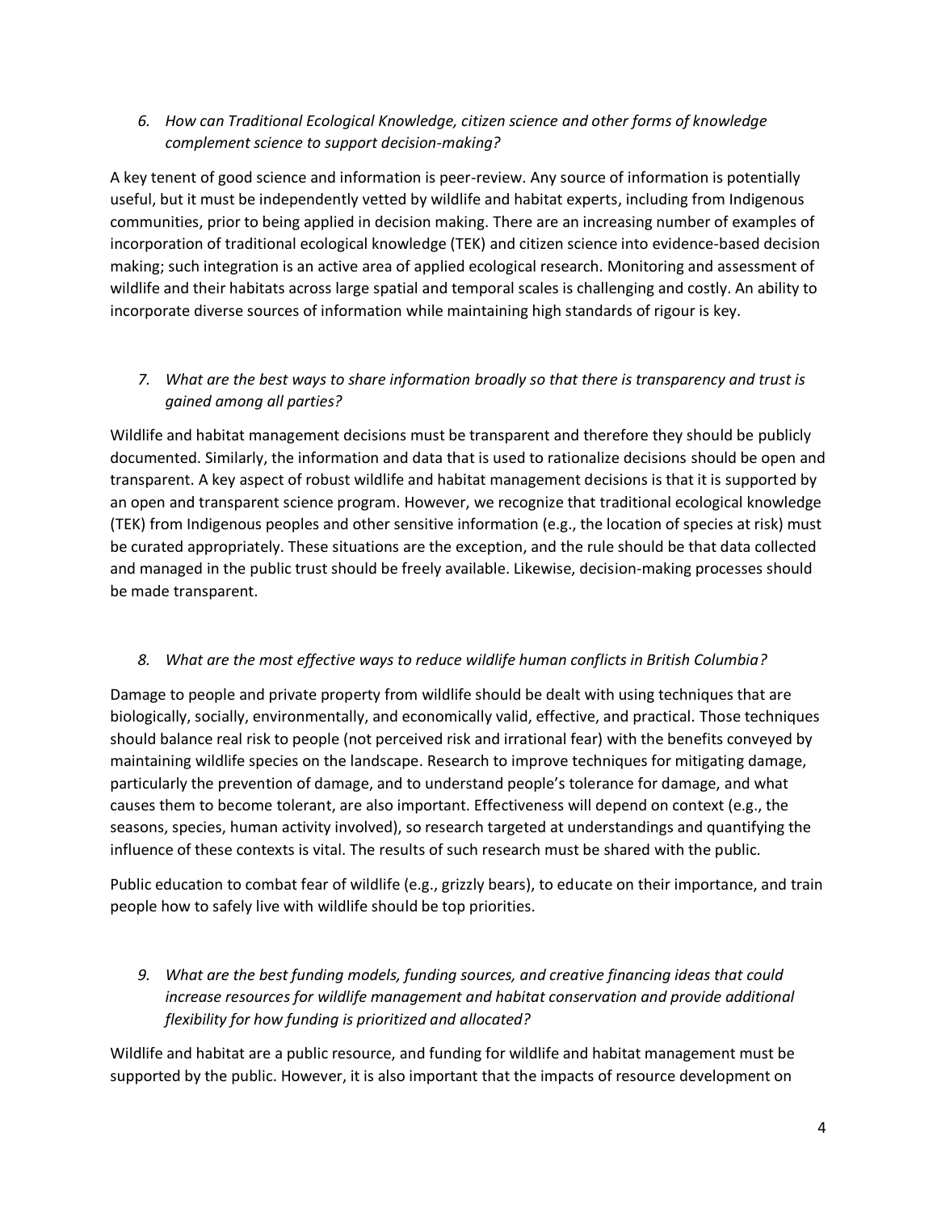*6. How can Traditional Ecological Knowledge, citizen science and other forms of knowledge complement science to support decision-making?*

A key tenent of good science and information is peer-review. Any source of information is potentially useful, but it must be independently vetted by wildlife and habitat experts, including from Indigenous communities, prior to being applied in decision making. There are an increasing number of examples of incorporation of traditional ecological knowledge (TEK) and citizen science into evidence-based decision making; such integration is an active area of applied ecological research. Monitoring and assessment of wildlife and their habitats across large spatial and temporal scales is challenging and costly. An ability to incorporate diverse sources of information while maintaining high standards of rigour is key.

*7. What are the best ways to share information broadly so that there is transparency and trust is gained among all parties?*

Wildlife and habitat management decisions must be transparent and therefore they should be publicly documented. Similarly, the information and data that is used to rationalize decisions should be open and transparent. A key aspect of robust wildlife and habitat management decisions is that it is supported by an open and transparent science program. However, we recognize that traditional ecological knowledge (TEK) from Indigenous peoples and other sensitive information (e.g., the location of species at risk) must be curated appropriately. These situations are the exception, and the rule should be that data collected and managed in the public trust should be freely available. Likewise, decision-making processes should be made transparent.

*8. What are the most effective ways to reduce wildlife human conflicts in British Columbia?*

Damage to people and private property from wildlife should be dealt with using techniques that are biologically, socially, environmentally, and economically valid, effective, and practical. Those techniques should balance real risk to people (not perceived risk and irrational fear) with the benefits conveyed by maintaining wildlife species on the landscape. Research to improve techniques for mitigating damage, particularly the prevention of damage, and to understand people's tolerance for damage, and what causes them to become tolerant, are also important. Effectiveness will depend on context (e.g., the seasons, species, human activity involved), so research targeted at understandings and quantifying the influence of these contexts is vital. The results of such research must be shared with the public.

Public education to combat fear of wildlife (e.g., grizzly bears), to educate on their importance, and train people how to safely live with wildlife should be top priorities.

*9. What are the best funding models, funding sources, and creative financing ideas that could increase resources for wildlife management and habitat conservation and provide additional flexibility for how funding is prioritized and allocated?*

Wildlife and habitat are a public resource, and funding for wildlife and habitat management must be supported by the public. However, it is also important that the impacts of resource development on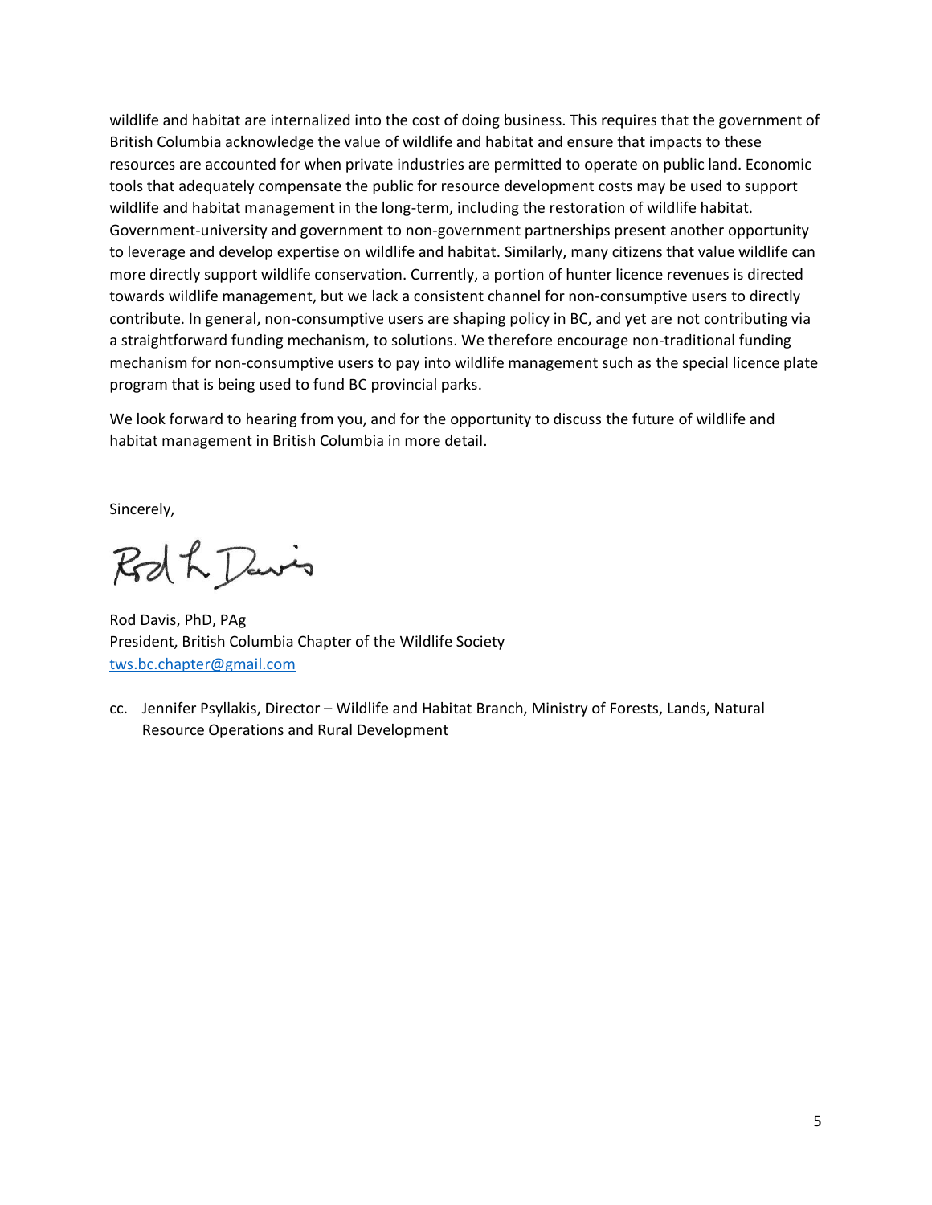wildlife and habitat are internalized into the cost of doing business. This requires that the government of British Columbia acknowledge the value of wildlife and habitat and ensure that impacts to these resources are accounted for when private industries are permitted to operate on public land. Economic tools that adequately compensate the public for resource development costs may be used to support wildlife and habitat management in the long-term, including the restoration of wildlife habitat. Government-university and government to non-government partnerships present another opportunity to leverage and develop expertise on wildlife and habitat. Similarly, many citizens that value wildlife can more directly support wildlife conservation. Currently, a portion of hunter licence revenues is directed towards wildlife management, but we lack a consistent channel for non-consumptive users to directly contribute. In general, non-consumptive users are shaping policy in BC, and yet are not contributing via a straightforward funding mechanism, to solutions. We therefore encourage non-traditional funding mechanism for non-consumptive users to pay into wildlife management such as the special licence plate program that is being used to fund BC provincial parks.

We look forward to hearing from you, and for the opportunity to discuss the future of wildlife and habitat management in British Columbia in more detail.

Sincerely,

Rod L Davis

Rod Davis, PhD, PAg
President, British Columbia Chapter of the Wildlife Society
tws.bc.chapter@gmail.com

cc. Jennifer Psyllakis, Director – Wildlife and Habitat Branch, Ministry of Forests, Lands, Natural Resource Operations and Rural Development